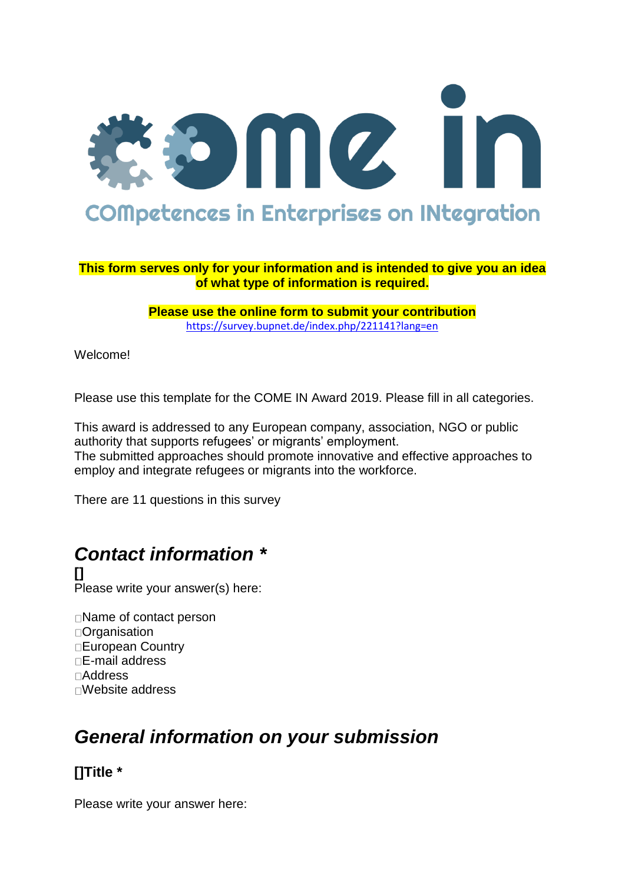# come in

COMpetences in Enterprises on INtegration

**This form serves only for your information and is intended to give you an idea of what type of information is required.**

**Please use the online form to submit your contribution**
https://survey.bupnet.de/index.php/221141?lang=en

Welcome!

Please use this template for the COME IN Award 2019. Please fill in all categories.

This award is addressed to any European company, association, NGO or public authority that supports refugees' or migrants' employment.
The submitted approaches should promote innovative and effective approaches to employ and integrate refugees or migrants into the workforce.

There are 11 questions in this survey

## *Contact information **

**[]**
Please write your answer(s) here:

- Name of contact person
- Organisation
- European Country
- E-mail address
- Address
- Website address

## *General information on your submission*

### []Title *

Please write your answer here: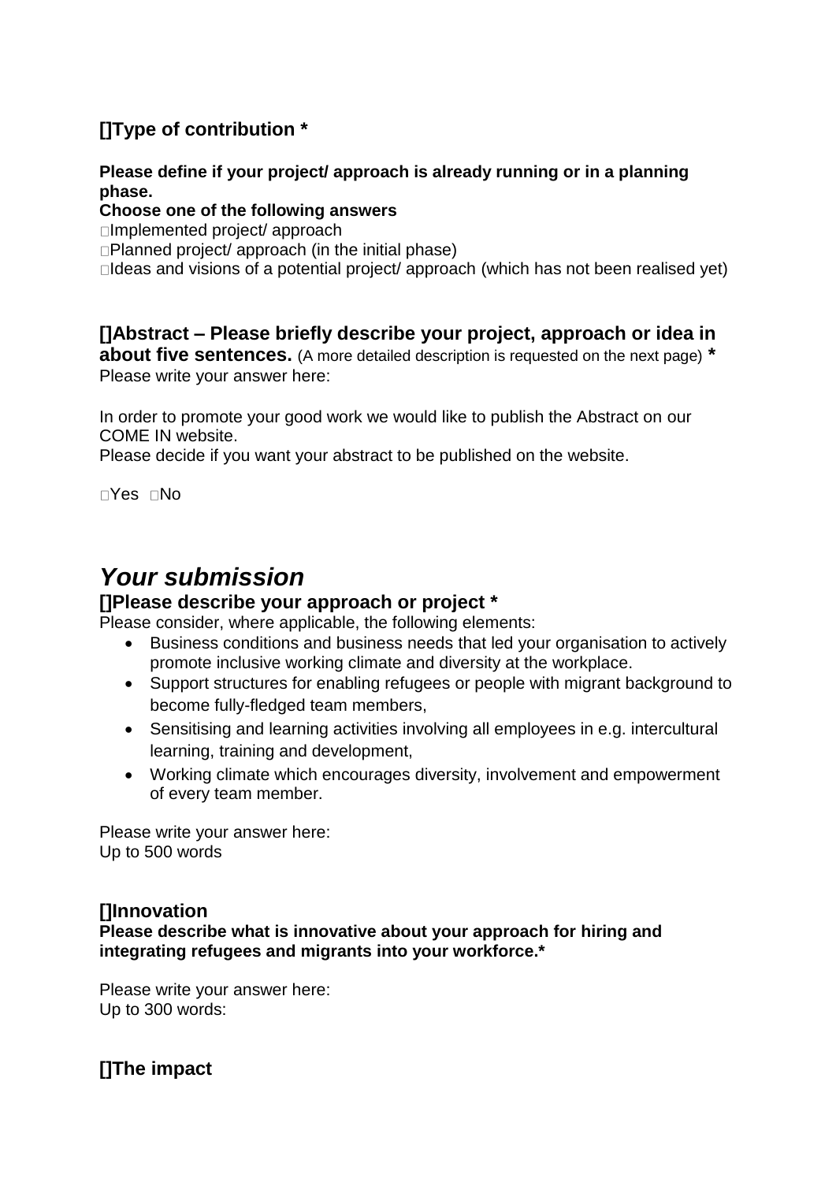### []Type of contribution *

**Please define if your project/ approach is already running or in a planning phase.**

**Choose one of the following answers**

□Implemented project/ approach

□Planned project/ approach (in the initial phase)

□Ideas and visions of a potential project/ approach (which has not been realised yet)

### []Abstract – Please briefly describe your project, approach or idea in about five sentences. (A more detailed description is requested on the next page) *

Please write your answer here:

In order to promote your good work we would like to publish the Abstract on our COME IN website.

Please decide if you want your abstract to be published on the website.

□Yes □No

## *Your submission*

### []Please describe your approach or project *

Please consider, where applicable, the following elements:

- Business conditions and business needs that led your organisation to actively promote inclusive working climate and diversity at the workplace.
- Support structures for enabling refugees or people with migrant background to become fully-fledged team members,
- Sensitising and learning activities involving all employees in e.g. intercultural learning, training and development,
- Working climate which encourages diversity, involvement and empowerment of every team member.

Please write your answer here:
Up to 500 words

### []Innovation

**Please describe what is innovative about your approach for hiring and integrating refugees and migrants into your workforce.***

Please write your answer here:
Up to 300 words:

### []The impact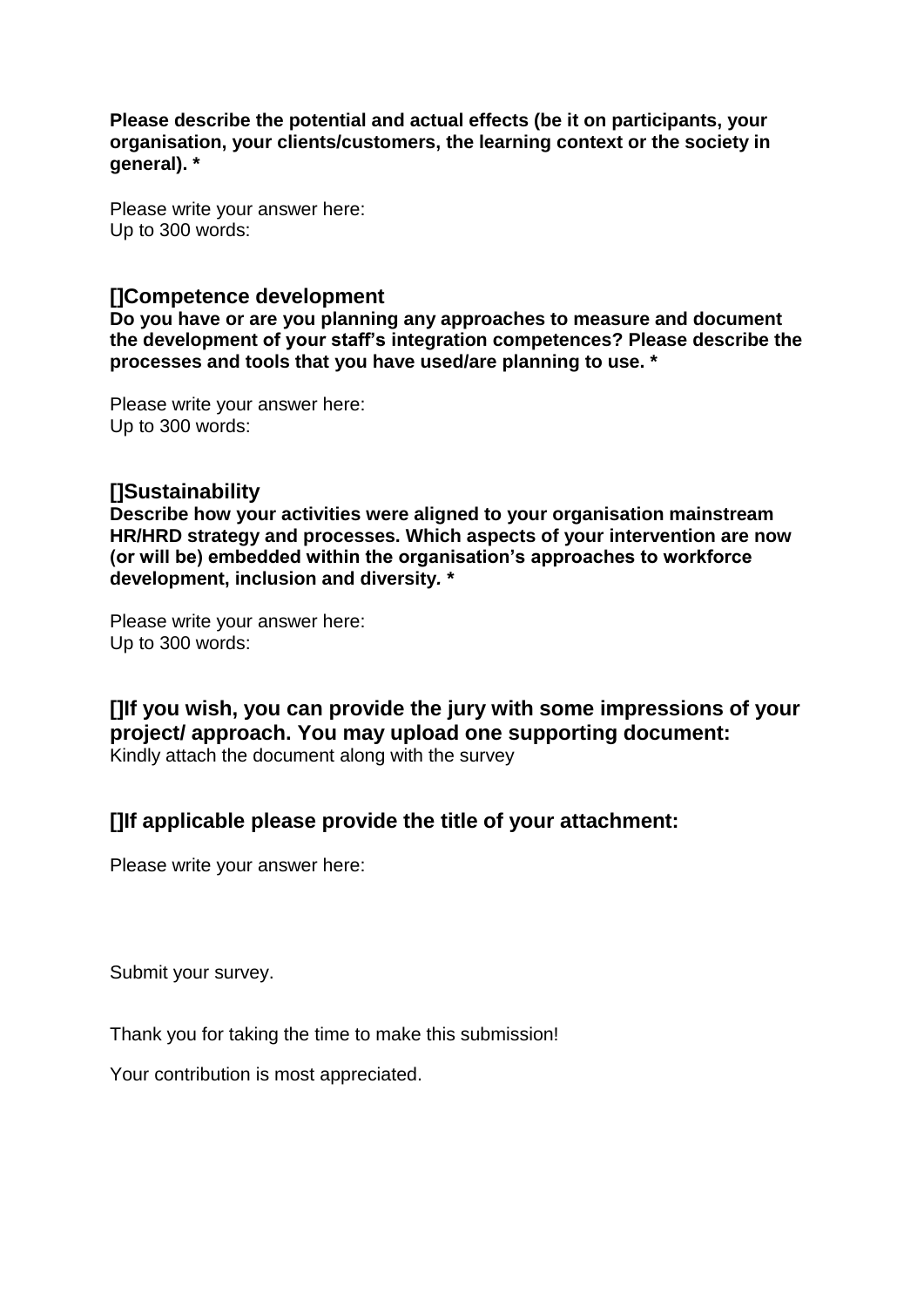**Please describe the potential and actual effects (be it on participants, your organisation, your clients/customers, the learning context or the society in general). ***

Please write your answer here:
Up to 300 words:

## []Competence development

**Do you have or are you planning any approaches to measure and document the development of your staff's integration competences? Please describe the processes and tools that you have used/are planning to use. ***

Please write your answer here:
Up to 300 words:

## []Sustainability

**Describe how your activities were aligned to your organisation mainstream HR/HRD strategy and processes. Which aspects of your intervention are now (or will be) embedded within the organisation's approaches to workforce development, inclusion and diversity. ***

Please write your answer here:
Up to 300 words:

## []If you wish, you can provide the jury with some impressions of your project/ approach. You may upload one supporting document:

Kindly attach the document along with the survey

## []If applicable please provide the title of your attachment:

Please write your answer here:

Submit your survey.

Thank you for taking the time to make this submission!

Your contribution is most appreciated.